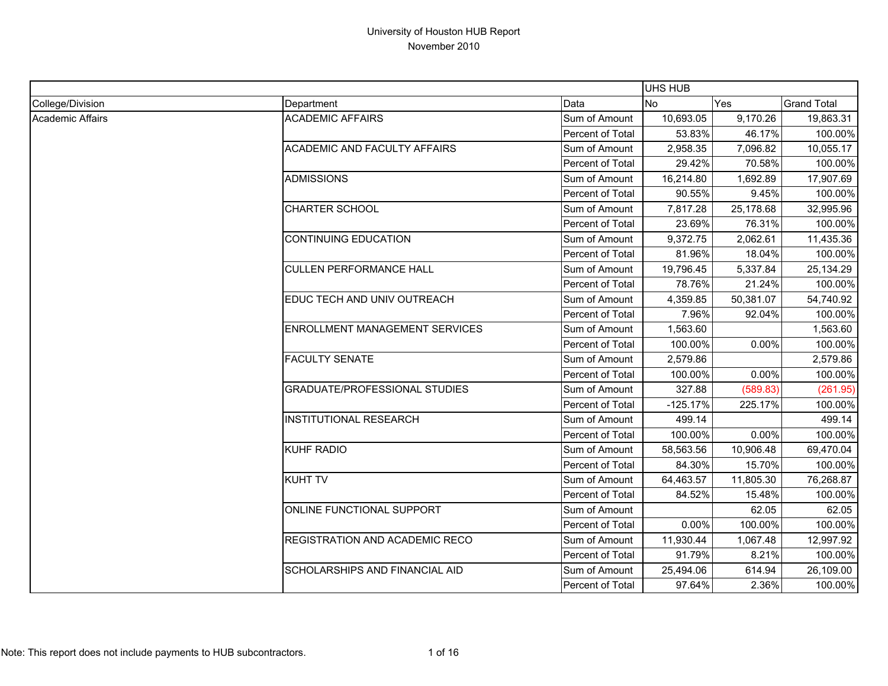# University of Houston HUB Report
November 2010

| | | | UHS HUB | | |
|---|---|---|---|---|---|
| College/Division | Department | Data | No | Yes | Grand Total |
| Academic Affairs | ACADEMIC AFFAIRS | Sum of Amount | 10,693.05 | 9,170.26 | 19,863.31 |
| | | Percent of Total | 53.83% | 46.17% | 100.00% |
| | ACADEMIC AND FACULTY AFFAIRS | Sum of Amount | 2,958.35 | 7,096.82 | 10,055.17 |
| | | Percent of Total | 29.42% | 70.58% | 100.00% |
| | ADMISSIONS | Sum of Amount | 16,214.80 | 1,692.89 | 17,907.69 |
| | | Percent of Total | 90.55% | 9.45% | 100.00% |
| | CHARTER SCHOOL | Sum of Amount | 7,817.28 | 25,178.68 | 32,995.96 |
| | | Percent of Total | 23.69% | 76.31% | 100.00% |
| | CONTINUING EDUCATION | Sum of Amount | 9,372.75 | 2,062.61 | 11,435.36 |
| | | Percent of Total | 81.96% | 18.04% | 100.00% |
| | CULLEN PERFORMANCE HALL | Sum of Amount | 19,796.45 | 5,337.84 | 25,134.29 |
| | | Percent of Total | 78.76% | 21.24% | 100.00% |
| | EDUC TECH AND UNIV OUTREACH | Sum of Amount | 4,359.85 | 50,381.07 | 54,740.92 |
| | | Percent of Total | 7.96% | 92.04% | 100.00% |
| | ENROLLMENT MANAGEMENT SERVICES | Sum of Amount | 1,563.60 | | 1,563.60 |
| | | Percent of Total | 100.00% | 0.00% | 100.00% |
| | FACULTY SENATE | Sum of Amount | 2,579.86 | | 2,579.86 |
| | | Percent of Total | 100.00% | 0.00% | 100.00% |
| | GRADUATE/PROFESSIONAL STUDIES | Sum of Amount | 327.88 | (589.83) | (261.95) |
| | | Percent of Total | -125.17% | 225.17% | 100.00% |
| | INSTITUTIONAL RESEARCH | Sum of Amount | 499.14 | | 499.14 |
| | | Percent of Total | 100.00% | 0.00% | 100.00% |
| | KUHF RADIO | Sum of Amount | 58,563.56 | 10,906.48 | 69,470.04 |
| | | Percent of Total | 84.30% | 15.70% | 100.00% |
| | KUHT TV | Sum of Amount | 64,463.57 | 11,805.30 | 76,268.87 |
| | | Percent of Total | 84.52% | 15.48% | 100.00% |
| | ONLINE FUNCTIONAL SUPPORT | Sum of Amount | | 62.05 | 62.05 |
| | | Percent of Total | 0.00% | 100.00% | 100.00% |
| | REGISTRATION AND ACADEMIC RECO | Sum of Amount | 11,930.44 | 1,067.48 | 12,997.92 |
| | | Percent of Total | 91.79% | 8.21% | 100.00% |
| | SCHOLARSHIPS AND FINANCIAL AID | Sum of Amount | 25,494.06 | 614.94 | 26,109.00 |
| | | Percent of Total | 97.64% | 2.36% | 100.00% |

Note: This report does not include payments to HUB subcontractors.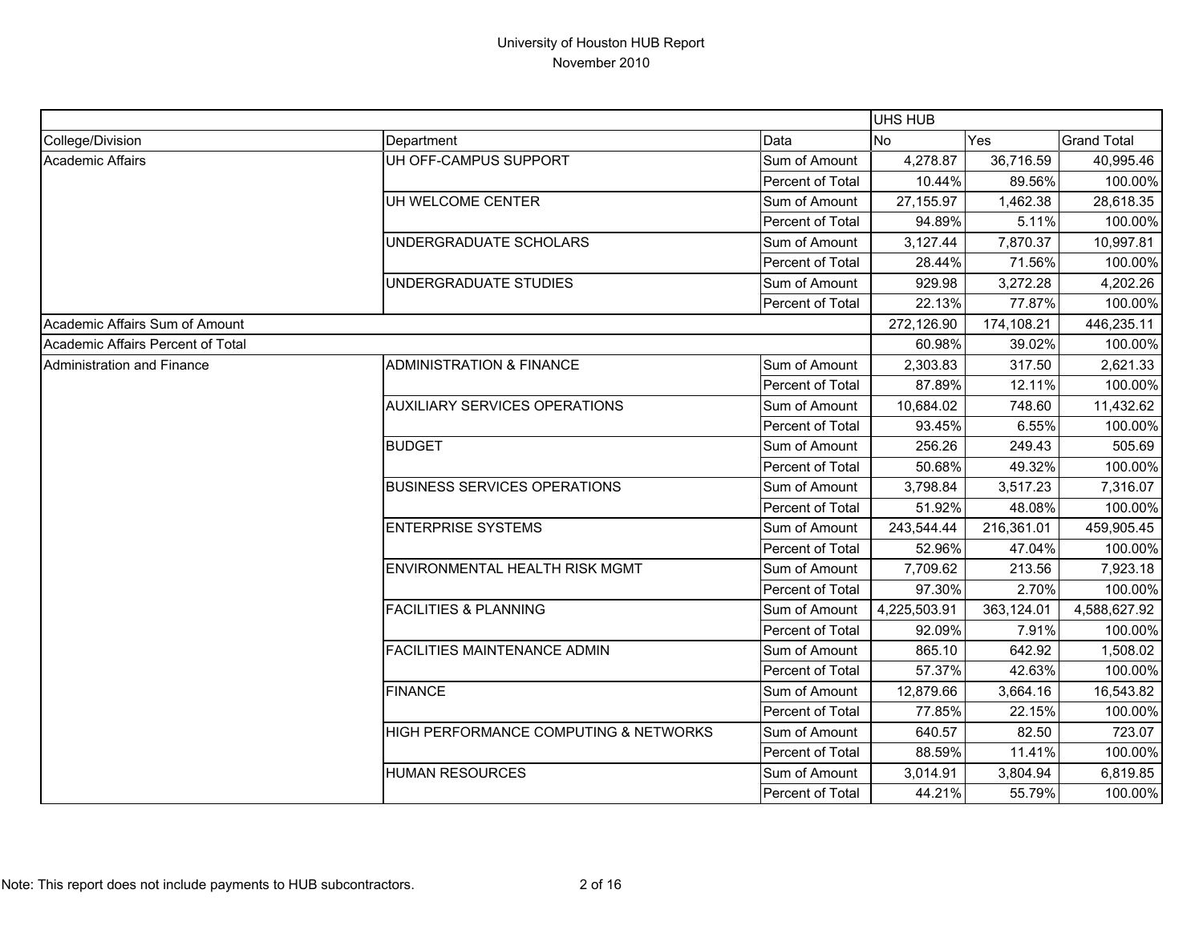University of Houston HUB Report
November 2010

| | | | UHS HUB | | |
|---|---|---|---|---|---|
| College/Division | Department | Data | No | Yes | Grand Total |
| Academic Affairs | UH OFF-CAMPUS SUPPORT | Sum of Amount | 4,278.87 | 36,716.59 | 40,995.46 |
| | | Percent of Total | 10.44% | 89.56% | 100.00% |
| | UH WELCOME CENTER | Sum of Amount | 27,155.97 | 1,462.38 | 28,618.35 |
| | | Percent of Total | 94.89% | 5.11% | 100.00% |
| | UNDERGRADUATE SCHOLARS | Sum of Amount | 3,127.44 | 7,870.37 | 10,997.81 |
| | | Percent of Total | 28.44% | 71.56% | 100.00% |
| | UNDERGRADUATE STUDIES | Sum of Amount | 929.98 | 3,272.28 | 4,202.26 |
| | | Percent of Total | 22.13% | 77.87% | 100.00% |
| Academic Affairs Sum of Amount | | | 272,126.90 | 174,108.21 | 446,235.11 |
| Academic Affairs Percent of Total | | | 60.98% | 39.02% | 100.00% |
| Administration and Finance | ADMINISTRATION & FINANCE | Sum of Amount | 2,303.83 | 317.50 | 2,621.33 |
| | | Percent of Total | 87.89% | 12.11% | 100.00% |
| | AUXILIARY SERVICES OPERATIONS | Sum of Amount | 10,684.02 | 748.60 | 11,432.62 |
| | | Percent of Total | 93.45% | 6.55% | 100.00% |
| | BUDGET | Sum of Amount | 256.26 | 249.43 | 505.69 |
| | | Percent of Total | 50.68% | 49.32% | 100.00% |
| | BUSINESS SERVICES OPERATIONS | Sum of Amount | 3,798.84 | 3,517.23 | 7,316.07 |
| | | Percent of Total | 51.92% | 48.08% | 100.00% |
| | ENTERPRISE SYSTEMS | Sum of Amount | 243,544.44 | 216,361.01 | 459,905.45 |
| | | Percent of Total | 52.96% | 47.04% | 100.00% |
| | ENVIRONMENTAL HEALTH RISK MGMT | Sum of Amount | 7,709.62 | 213.56 | 7,923.18 |
| | | Percent of Total | 97.30% | 2.70% | 100.00% |
| | FACILITIES & PLANNING | Sum of Amount | 4,225,503.91 | 363,124.01 | 4,588,627.92 |
| | | Percent of Total | 92.09% | 7.91% | 100.00% |
| | FACILITIES MAINTENANCE ADMIN | Sum of Amount | 865.10 | 642.92 | 1,508.02 |
| | | Percent of Total | 57.37% | 42.63% | 100.00% |
| | FINANCE | Sum of Amount | 12,879.66 | 3,664.16 | 16,543.82 |
| | | Percent of Total | 77.85% | 22.15% | 100.00% |
| | HIGH PERFORMANCE COMPUTING & NETWORKS | Sum of Amount | 640.57 | 82.50 | 723.07 |
| | | Percent of Total | 88.59% | 11.41% | 100.00% |
| | HUMAN RESOURCES | Sum of Amount | 3,014.91 | 3,804.94 | 6,819.85 |
| | | Percent of Total | 44.21% | 55.79% | 100.00% |

Note: This report does not include payments to HUB subcontractors.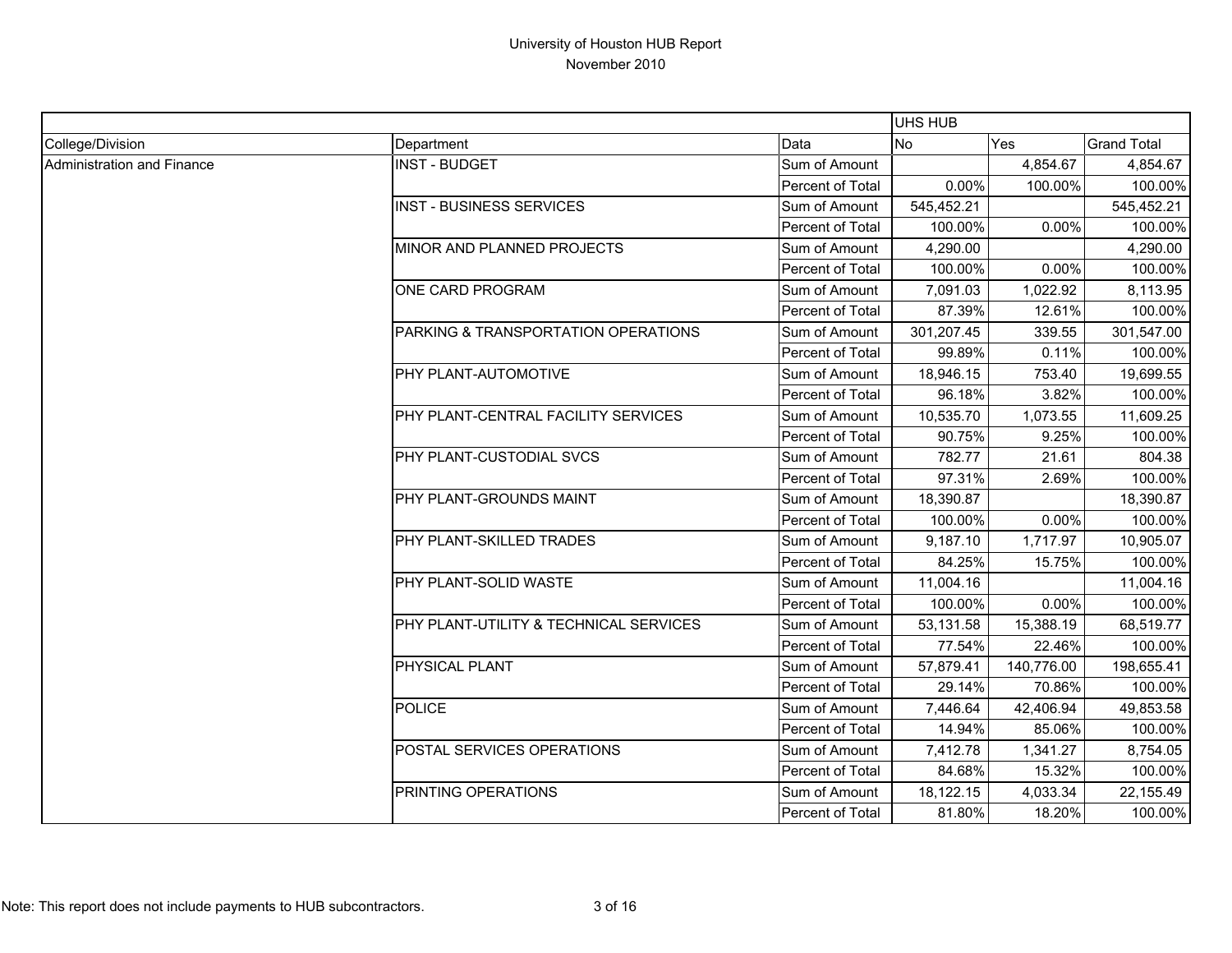# University of Houston HUB Report
November 2010

| College/Division | Department | Data | UHS HUB No | Yes | Grand Total |
|---|---|---|---|---|---|
| Administration and Finance | INST - BUDGET | Sum of Amount | | 4,854.67 | 4,854.67 |
| | | Percent of Total | 0.00% | 100.00% | 100.00% |
| | INST - BUSINESS SERVICES | Sum of Amount | 545,452.21 | | 545,452.21 |
| | | Percent of Total | 100.00% | 0.00% | 100.00% |
| | MINOR AND PLANNED PROJECTS | Sum of Amount | 4,290.00 | | 4,290.00 |
| | | Percent of Total | 100.00% | 0.00% | 100.00% |
| | ONE CARD PROGRAM | Sum of Amount | 7,091.03 | 1,022.92 | 8,113.95 |
| | | Percent of Total | 87.39% | 12.61% | 100.00% |
| | PARKING & TRANSPORTATION OPERATIONS | Sum of Amount | 301,207.45 | 339.55 | 301,547.00 |
| | | Percent of Total | 99.89% | 0.11% | 100.00% |
| | PHY PLANT-AUTOMOTIVE | Sum of Amount | 18,946.15 | 753.40 | 19,699.55 |
| | | Percent of Total | 96.18% | 3.82% | 100.00% |
| | PHY PLANT-CENTRAL FACILITY SERVICES | Sum of Amount | 10,535.70 | 1,073.55 | 11,609.25 |
| | | Percent of Total | 90.75% | 9.25% | 100.00% |
| | PHY PLANT-CUSTODIAL SVCS | Sum of Amount | 782.77 | 21.61 | 804.38 |
| | | Percent of Total | 97.31% | 2.69% | 100.00% |
| | PHY PLANT-GROUNDS MAINT | Sum of Amount | 18,390.87 | | 18,390.87 |
| | | Percent of Total | 100.00% | 0.00% | 100.00% |
| | PHY PLANT-SKILLED TRADES | Sum of Amount | 9,187.10 | 1,717.97 | 10,905.07 |
| | | Percent of Total | 84.25% | 15.75% | 100.00% |
| | PHY PLANT-SOLID WASTE | Sum of Amount | 11,004.16 | | 11,004.16 |
| | | Percent of Total | 100.00% | 0.00% | 100.00% |
| | PHY PLANT-UTILITY & TECHNICAL SERVICES | Sum of Amount | 53,131.58 | 15,388.19 | 68,519.77 |
| | | Percent of Total | 77.54% | 22.46% | 100.00% |
| | PHYSICAL PLANT | Sum of Amount | 57,879.41 | 140,776.00 | 198,655.41 |
| | | Percent of Total | 29.14% | 70.86% | 100.00% |
| | POLICE | Sum of Amount | 7,446.64 | 42,406.94 | 49,853.58 |
| | | Percent of Total | 14.94% | 85.06% | 100.00% |
| | POSTAL SERVICES OPERATIONS | Sum of Amount | 7,412.78 | 1,341.27 | 8,754.05 |
| | | Percent of Total | 84.68% | 15.32% | 100.00% |
| | PRINTING OPERATIONS | Sum of Amount | 18,122.15 | 4,033.34 | 22,155.49 |
| | | Percent of Total | 81.80% | 18.20% | 100.00% |

Note: This report does not include payments to HUB subcontractors.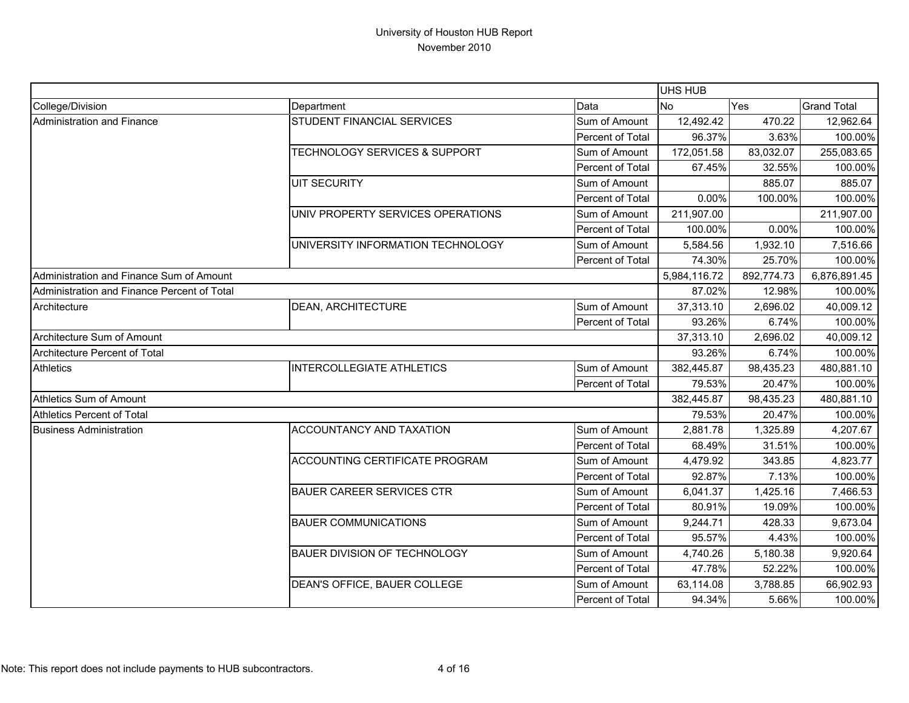# University of Houston HUB Report

November 2010

| | | | UHS HUB | | |
|---|---|---|---|---|---|
| College/Division | Department | Data | No | Yes | Grand Total |
| Administration and Finance | STUDENT FINANCIAL SERVICES | Sum of Amount | 12,492.42 | 470.22 | 12,962.64 |
| | | Percent of Total | 96.37% | 3.63% | 100.00% |
| | TECHNOLOGY SERVICES & SUPPORT | Sum of Amount | 172,051.58 | 83,032.07 | 255,083.65 |
| | | Percent of Total | 67.45% | 32.55% | 100.00% |
| | UIT SECURITY | Sum of Amount | | 885.07 | 885.07 |
| | | Percent of Total | 0.00% | 100.00% | 100.00% |
| | UNIV PROPERTY SERVICES OPERATIONS | Sum of Amount | 211,907.00 | | 211,907.00 |
| | | Percent of Total | 100.00% | 0.00% | 100.00% |
| | UNIVERSITY INFORMATION TECHNOLOGY | Sum of Amount | 5,584.56 | 1,932.10 | 7,516.66 |
| | | Percent of Total | 74.30% | 25.70% | 100.00% |
| Administration and Finance Sum of Amount | | | 5,984,116.72 | 892,774.73 | 6,876,891.45 |
| Administration and Finance Percent of Total | | | 87.02% | 12.98% | 100.00% |
| Architecture | DEAN, ARCHITECTURE | Sum of Amount | 37,313.10 | 2,696.02 | 40,009.12 |
| | | Percent of Total | 93.26% | 6.74% | 100.00% |
| Architecture Sum of Amount | | | 37,313.10 | 2,696.02 | 40,009.12 |
| Architecture Percent of Total | | | 93.26% | 6.74% | 100.00% |
| Athletics | INTERCOLLEGIATE ATHLETICS | Sum of Amount | 382,445.87 | 98,435.23 | 480,881.10 |
| | | Percent of Total | 79.53% | 20.47% | 100.00% |
| Athletics Sum of Amount | | | 382,445.87 | 98,435.23 | 480,881.10 |
| Athletics Percent of Total | | | 79.53% | 20.47% | 100.00% |
| Business Administration | ACCOUNTANCY AND TAXATION | Sum of Amount | 2,881.78 | 1,325.89 | 4,207.67 |
| | | Percent of Total | 68.49% | 31.51% | 100.00% |
| | ACCOUNTING CERTIFICATE PROGRAM | Sum of Amount | 4,479.92 | 343.85 | 4,823.77 |
| | | Percent of Total | 92.87% | 7.13% | 100.00% |
| | BAUER CAREER SERVICES CTR | Sum of Amount | 6,041.37 | 1,425.16 | 7,466.53 |
| | | Percent of Total | 80.91% | 19.09% | 100.00% |
| | BAUER COMMUNICATIONS | Sum of Amount | 9,244.71 | 428.33 | 9,673.04 |
| | | Percent of Total | 95.57% | 4.43% | 100.00% |
| | BAUER DIVISION OF TECHNOLOGY | Sum of Amount | 4,740.26 | 5,180.38 | 9,920.64 |
| | | Percent of Total | 47.78% | 52.22% | 100.00% |
| | DEAN'S OFFICE, BAUER COLLEGE | Sum of Amount | 63,114.08 | 3,788.85 | 66,902.93 |
| | | Percent of Total | 94.34% | 5.66% | 100.00% |

Note: This report does not include payments to HUB subcontractors.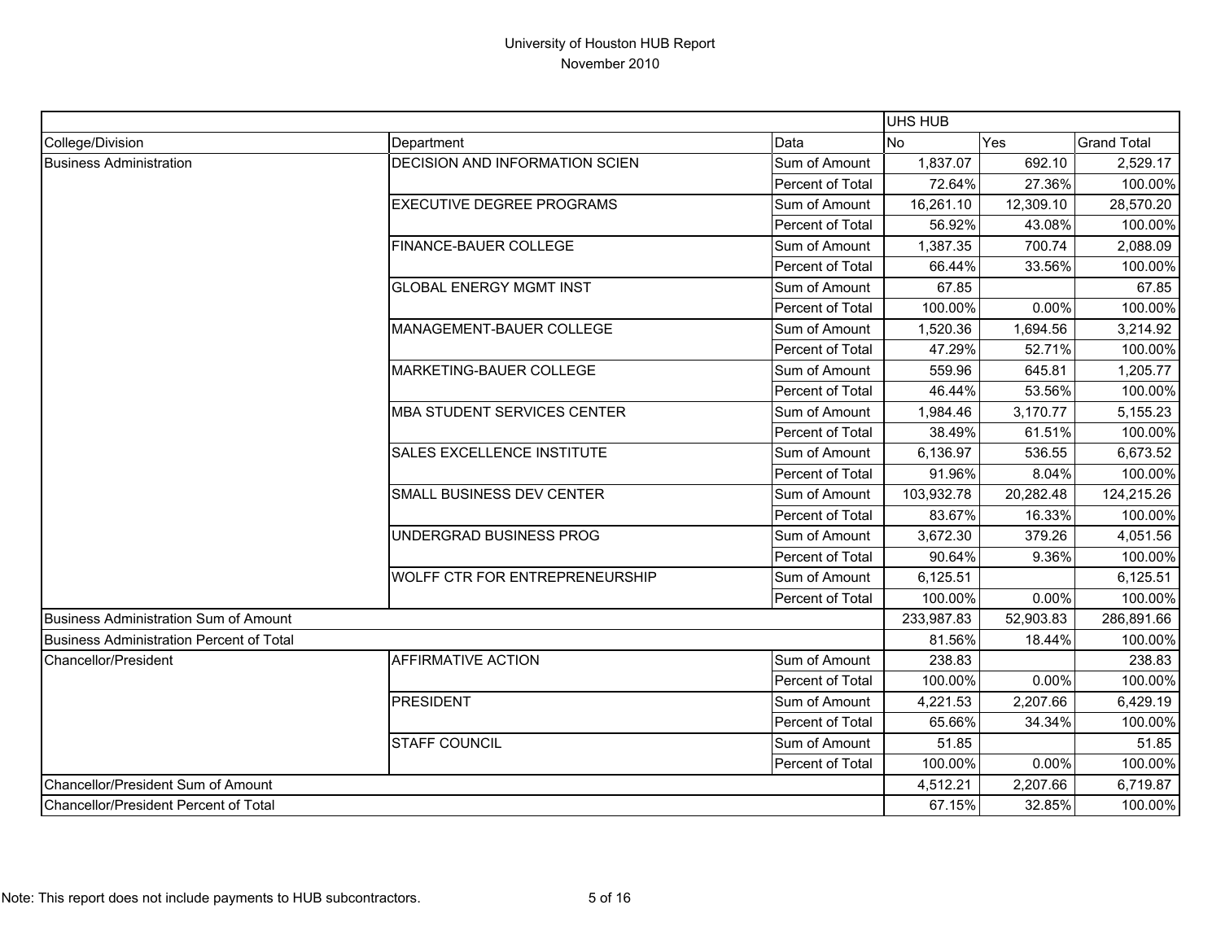# University of Houston HUB Report
November 2010

| | | | UHS HUB | | |
|---|---|---|---|---|---|
| College/Division | Department | Data | No | Yes | Grand Total |
| Business Administration | DECISION AND INFORMATION SCIEN | Sum of Amount | 1,837.07 | 692.10 | 2,529.17 |
| | | Percent of Total | 72.64% | 27.36% | 100.00% |
| | EXECUTIVE DEGREE PROGRAMS | Sum of Amount | 16,261.10 | 12,309.10 | 28,570.20 |
| | | Percent of Total | 56.92% | 43.08% | 100.00% |
| | FINANCE-BAUER COLLEGE | Sum of Amount | 1,387.35 | 700.74 | 2,088.09 |
| | | Percent of Total | 66.44% | 33.56% | 100.00% |
| | GLOBAL ENERGY MGMT INST | Sum of Amount | 67.85 | | 67.85 |
| | | Percent of Total | 100.00% | 0.00% | 100.00% |
| | MANAGEMENT-BAUER COLLEGE | Sum of Amount | 1,520.36 | 1,694.56 | 3,214.92 |
| | | Percent of Total | 47.29% | 52.71% | 100.00% |
| | MARKETING-BAUER COLLEGE | Sum of Amount | 559.96 | 645.81 | 1,205.77 |
| | | Percent of Total | 46.44% | 53.56% | 100.00% |
| | MBA STUDENT SERVICES CENTER | Sum of Amount | 1,984.46 | 3,170.77 | 5,155.23 |
| | | Percent of Total | 38.49% | 61.51% | 100.00% |
| | SALES EXCELLENCE INSTITUTE | Sum of Amount | 6,136.97 | 536.55 | 6,673.52 |
| | | Percent of Total | 91.96% | 8.04% | 100.00% |
| | SMALL BUSINESS DEV CENTER | Sum of Amount | 103,932.78 | 20,282.48 | 124,215.26 |
| | | Percent of Total | 83.67% | 16.33% | 100.00% |
| | UNDERGRAD BUSINESS PROG | Sum of Amount | 3,672.30 | 379.26 | 4,051.56 |
| | | Percent of Total | 90.64% | 9.36% | 100.00% |
| | WOLFF CTR FOR ENTREPRENEURSHIP | Sum of Amount | 6,125.51 | | 6,125.51 |
| | | Percent of Total | 100.00% | 0.00% | 100.00% |
| Business Administration Sum of Amount | | | 233,987.83 | 52,903.83 | 286,891.66 |
| Business Administration Percent of Total | | | 81.56% | 18.44% | 100.00% |
| Chancellor/President | AFFIRMATIVE ACTION | Sum of Amount | 238.83 | | 238.83 |
| | | Percent of Total | 100.00% | 0.00% | 100.00% |
| | PRESIDENT | Sum of Amount | 4,221.53 | 2,207.66 | 6,429.19 |
| | | Percent of Total | 65.66% | 34.34% | 100.00% |
| | STAFF COUNCIL | Sum of Amount | 51.85 | | 51.85 |
| | | Percent of Total | 100.00% | 0.00% | 100.00% |
| Chancellor/President Sum of Amount | | | 4,512.21 | 2,207.66 | 6,719.87 |
| Chancellor/President Percent of Total | | | 67.15% | 32.85% | 100.00% |

Note: This report does not include payments to HUB subcontractors.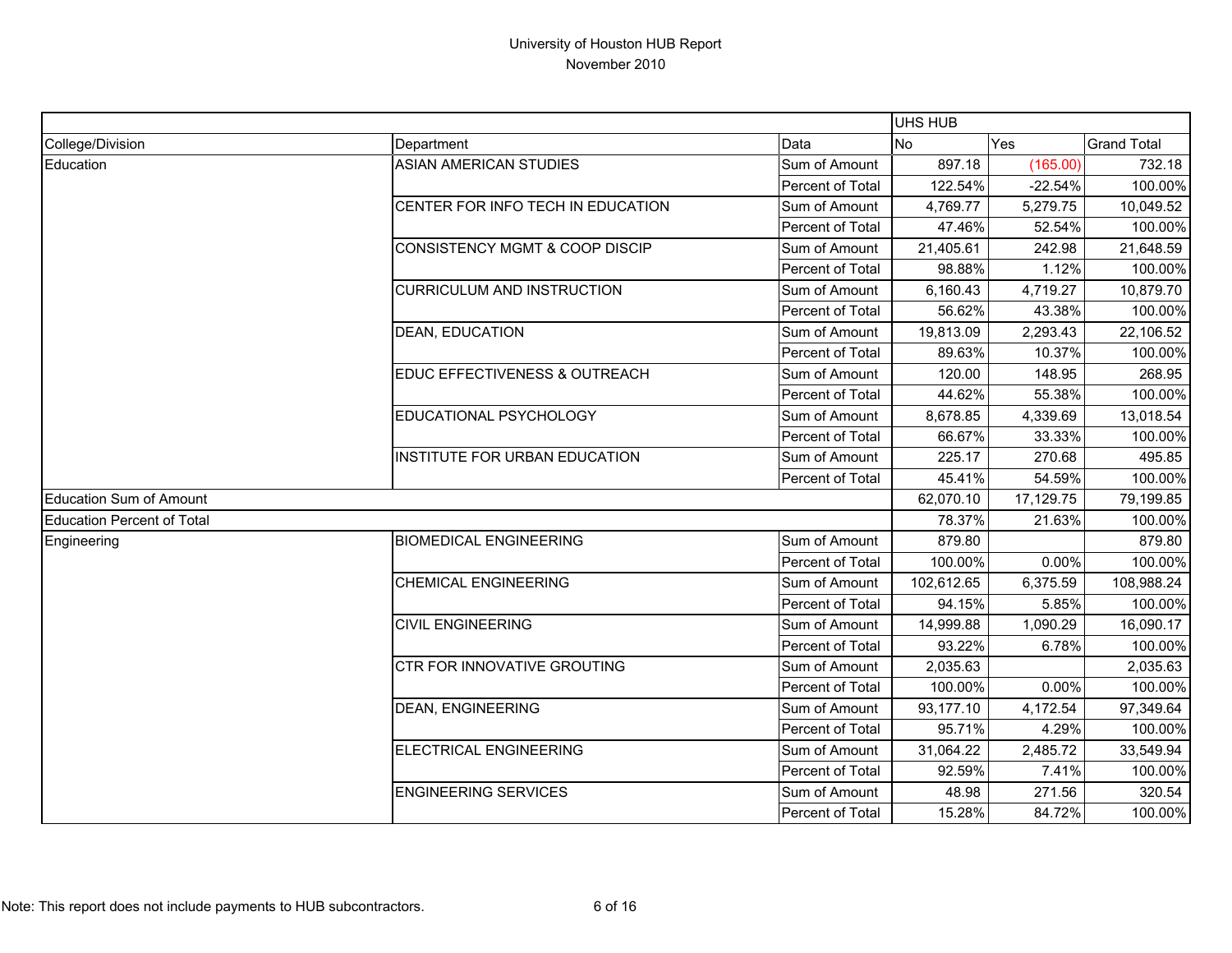# University of Houston HUB Report

November 2010

| | | | UHS HUB | | |
|---|---|---|---|---|---|
| College/Division | Department | Data | No | Yes | Grand Total |
| Education | ASIAN AMERICAN STUDIES | Sum of Amount | 897.18 | (165.00) | 732.18 |
| | | Percent of Total | 122.54% | -22.54% | 100.00% |
| | CENTER FOR INFO TECH IN EDUCATION | Sum of Amount | 4,769.77 | 5,279.75 | 10,049.52 |
| | | Percent of Total | 47.46% | 52.54% | 100.00% |
| | CONSISTENCY MGMT & COOP DISCIP | Sum of Amount | 21,405.61 | 242.98 | 21,648.59 |
| | | Percent of Total | 98.88% | 1.12% | 100.00% |
| | CURRICULUM AND INSTRUCTION | Sum of Amount | 6,160.43 | 4,719.27 | 10,879.70 |
| | | Percent of Total | 56.62% | 43.38% | 100.00% |
| | DEAN, EDUCATION | Sum of Amount | 19,813.09 | 2,293.43 | 22,106.52 |
| | | Percent of Total | 89.63% | 10.37% | 100.00% |
| | EDUC EFFECTIVENESS & OUTREACH | Sum of Amount | 120.00 | 148.95 | 268.95 |
| | | Percent of Total | 44.62% | 55.38% | 100.00% |
| | EDUCATIONAL PSYCHOLOGY | Sum of Amount | 8,678.85 | 4,339.69 | 13,018.54 |
| | | Percent of Total | 66.67% | 33.33% | 100.00% |
| | INSTITUTE FOR URBAN EDUCATION | Sum of Amount | 225.17 | 270.68 | 495.85 |
| | | Percent of Total | 45.41% | 54.59% | 100.00% |
| Education Sum of Amount | | | 62,070.10 | 17,129.75 | 79,199.85 |
| Education Percent of Total | | | 78.37% | 21.63% | 100.00% |
| Engineering | BIOMEDICAL ENGINEERING | Sum of Amount | 879.80 | | 879.80 |
| | | Percent of Total | 100.00% | 0.00% | 100.00% |
| | CHEMICAL ENGINEERING | Sum of Amount | 102,612.65 | 6,375.59 | 108,988.24 |
| | | Percent of Total | 94.15% | 5.85% | 100.00% |
| | CIVIL ENGINEERING | Sum of Amount | 14,999.88 | 1,090.29 | 16,090.17 |
| | | Percent of Total | 93.22% | 6.78% | 100.00% |
| | CTR FOR INNOVATIVE GROUTING | Sum of Amount | 2,035.63 | | 2,035.63 |
| | | Percent of Total | 100.00% | 0.00% | 100.00% |
| | DEAN, ENGINEERING | Sum of Amount | 93,177.10 | 4,172.54 | 97,349.64 |
| | | Percent of Total | 95.71% | 4.29% | 100.00% |
| | ELECTRICAL ENGINEERING | Sum of Amount | 31,064.22 | 2,485.72 | 33,549.94 |
| | | Percent of Total | 92.59% | 7.41% | 100.00% |
| | ENGINEERING SERVICES | Sum of Amount | 48.98 | 271.56 | 320.54 |
| | | Percent of Total | 15.28% | 84.72% | 100.00% |

Note: This report does not include payments to HUB subcontractors.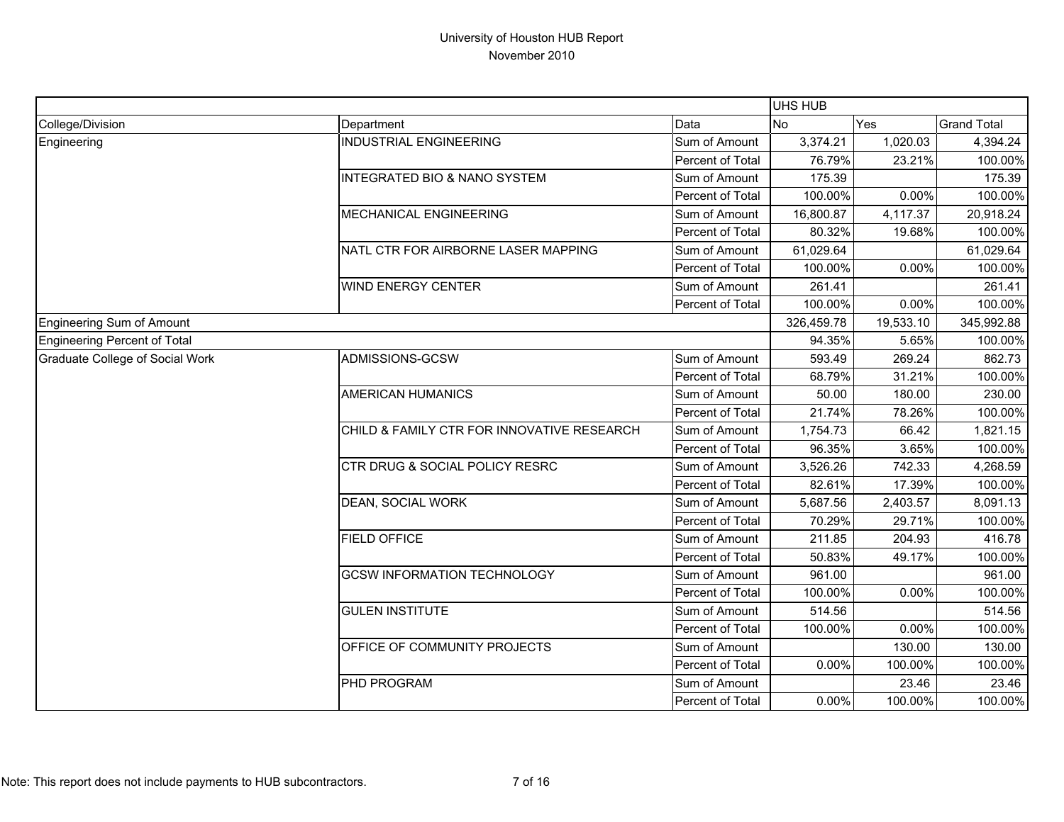# University of Houston HUB Report
November 2010

| | | | UHS HUB | | |
|---|---|---|---|---|---|
| College/Division | Department | Data | No | Yes | Grand Total |
| Engineering | INDUSTRIAL ENGINEERING | Sum of Amount | 3,374.21 | 1,020.03 | 4,394.24 |
| | | Percent of Total | 76.79% | 23.21% | 100.00% |
| | INTEGRATED BIO & NANO SYSTEM | Sum of Amount | 175.39 | | 175.39 |
| | | Percent of Total | 100.00% | 0.00% | 100.00% |
| | MECHANICAL ENGINEERING | Sum of Amount | 16,800.87 | 4,117.37 | 20,918.24 |
| | | Percent of Total | 80.32% | 19.68% | 100.00% |
| | NATL CTR FOR AIRBORNE LASER MAPPING | Sum of Amount | 61,029.64 | | 61,029.64 |
| | | Percent of Total | 100.00% | 0.00% | 100.00% |
| | WIND ENERGY CENTER | Sum of Amount | 261.41 | | 261.41 |
| | | Percent of Total | 100.00% | 0.00% | 100.00% |
| Engineering Sum of Amount | | | 326,459.78 | 19,533.10 | 345,992.88 |
| Engineering Percent of Total | | | 94.35% | 5.65% | 100.00% |
| Graduate College of Social Work | ADMISSIONS-GCSW | Sum of Amount | 593.49 | 269.24 | 862.73 |
| | | Percent of Total | 68.79% | 31.21% | 100.00% |
| | AMERICAN HUMANICS | Sum of Amount | 50.00 | 180.00 | 230.00 |
| | | Percent of Total | 21.74% | 78.26% | 100.00% |
| | CHILD & FAMILY CTR FOR INNOVATIVE RESEARCH | Sum of Amount | 1,754.73 | 66.42 | 1,821.15 |
| | | Percent of Total | 96.35% | 3.65% | 100.00% |
| | CTR DRUG & SOCIAL POLICY RESRC | Sum of Amount | 3,526.26 | 742.33 | 4,268.59 |
| | | Percent of Total | 82.61% | 17.39% | 100.00% |
| | DEAN, SOCIAL WORK | Sum of Amount | 5,687.56 | 2,403.57 | 8,091.13 |
| | | Percent of Total | 70.29% | 29.71% | 100.00% |
| | FIELD OFFICE | Sum of Amount | 211.85 | 204.93 | 416.78 |
| | | Percent of Total | 50.83% | 49.17% | 100.00% |
| | GCSW INFORMATION TECHNOLOGY | Sum of Amount | 961.00 | | 961.00 |
| | | Percent of Total | 100.00% | 0.00% | 100.00% |
| | GULEN INSTITUTE | Sum of Amount | 514.56 | | 514.56 |
| | | Percent of Total | 100.00% | 0.00% | 100.00% |
| | OFFICE OF COMMUNITY PROJECTS | Sum of Amount | | 130.00 | 130.00 |
| | | Percent of Total | 0.00% | 100.00% | 100.00% |
| | PHD PROGRAM | Sum of Amount | | 23.46 | 23.46 |
| | | Percent of Total | 0.00% | 100.00% | 100.00% |

Note: This report does not include payments to HUB subcontractors.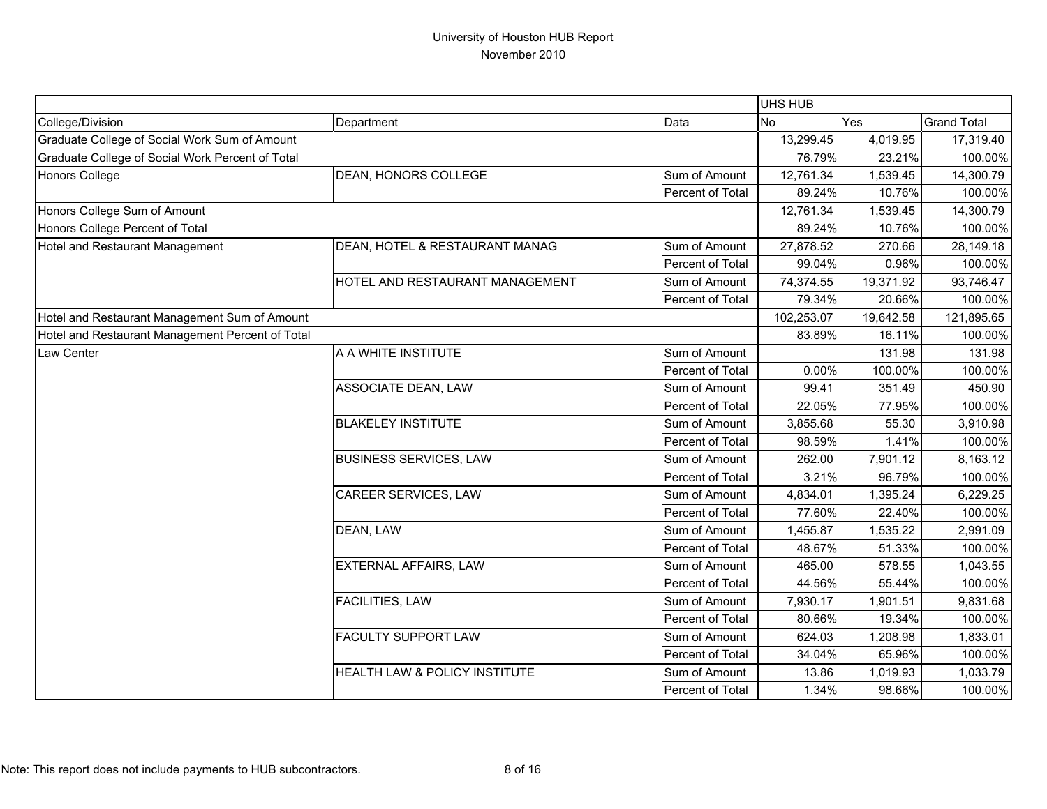# University of Houston HUB Report
## November 2010

| | | | UHS HUB | | |
|---|---|---|---|---|---|
| College/Division | Department | Data | No | Yes | Grand Total |
| Graduate College of Social Work Sum of Amount | | | 13,299.45 | 4,019.95 | 17,319.40 |
| Graduate College of Social Work Percent of Total | | | 76.79% | 23.21% | 100.00% |
| Honors College | DEAN, HONORS COLLEGE | Sum of Amount | 12,761.34 | 1,539.45 | 14,300.79 |
| | | Percent of Total | 89.24% | 10.76% | 100.00% |
| Honors College Sum of Amount | | | 12,761.34 | 1,539.45 | 14,300.79 |
| Honors College Percent of Total | | | 89.24% | 10.76% | 100.00% |
| Hotel and Restaurant Management | DEAN, HOTEL & RESTAURANT MANAG | Sum of Amount | 27,878.52 | 270.66 | 28,149.18 |
| | | Percent of Total | 99.04% | 0.96% | 100.00% |
| | HOTEL AND RESTAURANT MANAGEMENT | Sum of Amount | 74,374.55 | 19,371.92 | 93,746.47 |
| | | Percent of Total | 79.34% | 20.66% | 100.00% |
| Hotel and Restaurant Management Sum of Amount | | | 102,253.07 | 19,642.58 | 121,895.65 |
| Hotel and Restaurant Management Percent of Total | | | 83.89% | 16.11% | 100.00% |
| Law Center | A A WHITE INSTITUTE | Sum of Amount | | 131.98 | 131.98 |
| | | Percent of Total | 0.00% | 100.00% | 100.00% |
| | ASSOCIATE DEAN, LAW | Sum of Amount | 99.41 | 351.49 | 450.90 |
| | | Percent of Total | 22.05% | 77.95% | 100.00% |
| | BLAKELEY INSTITUTE | Sum of Amount | 3,855.68 | 55.30 | 3,910.98 |
| | | Percent of Total | 98.59% | 1.41% | 100.00% |
| | BUSINESS SERVICES, LAW | Sum of Amount | 262.00 | 7,901.12 | 8,163.12 |
| | | Percent of Total | 3.21% | 96.79% | 100.00% |
| | CAREER SERVICES, LAW | Sum of Amount | 4,834.01 | 1,395.24 | 6,229.25 |
| | | Percent of Total | 77.60% | 22.40% | 100.00% |
| | DEAN, LAW | Sum of Amount | 1,455.87 | 1,535.22 | 2,991.09 |
| | | Percent of Total | 48.67% | 51.33% | 100.00% |
| | EXTERNAL AFFAIRS, LAW | Sum of Amount | 465.00 | 578.55 | 1,043.55 |
| | | Percent of Total | 44.56% | 55.44% | 100.00% |
| | FACILITIES, LAW | Sum of Amount | 7,930.17 | 1,901.51 | 9,831.68 |
| | | Percent of Total | 80.66% | 19.34% | 100.00% |
| | FACULTY SUPPORT LAW | Sum of Amount | 624.03 | 1,208.98 | 1,833.01 |
| | | Percent of Total | 34.04% | 65.96% | 100.00% |
| | HEALTH LAW & POLICY INSTITUTE | Sum of Amount | 13.86 | 1,019.93 | 1,033.79 |
| | | Percent of Total | 1.34% | 98.66% | 100.00% |

Note: This report does not include payments to HUB subcontractors.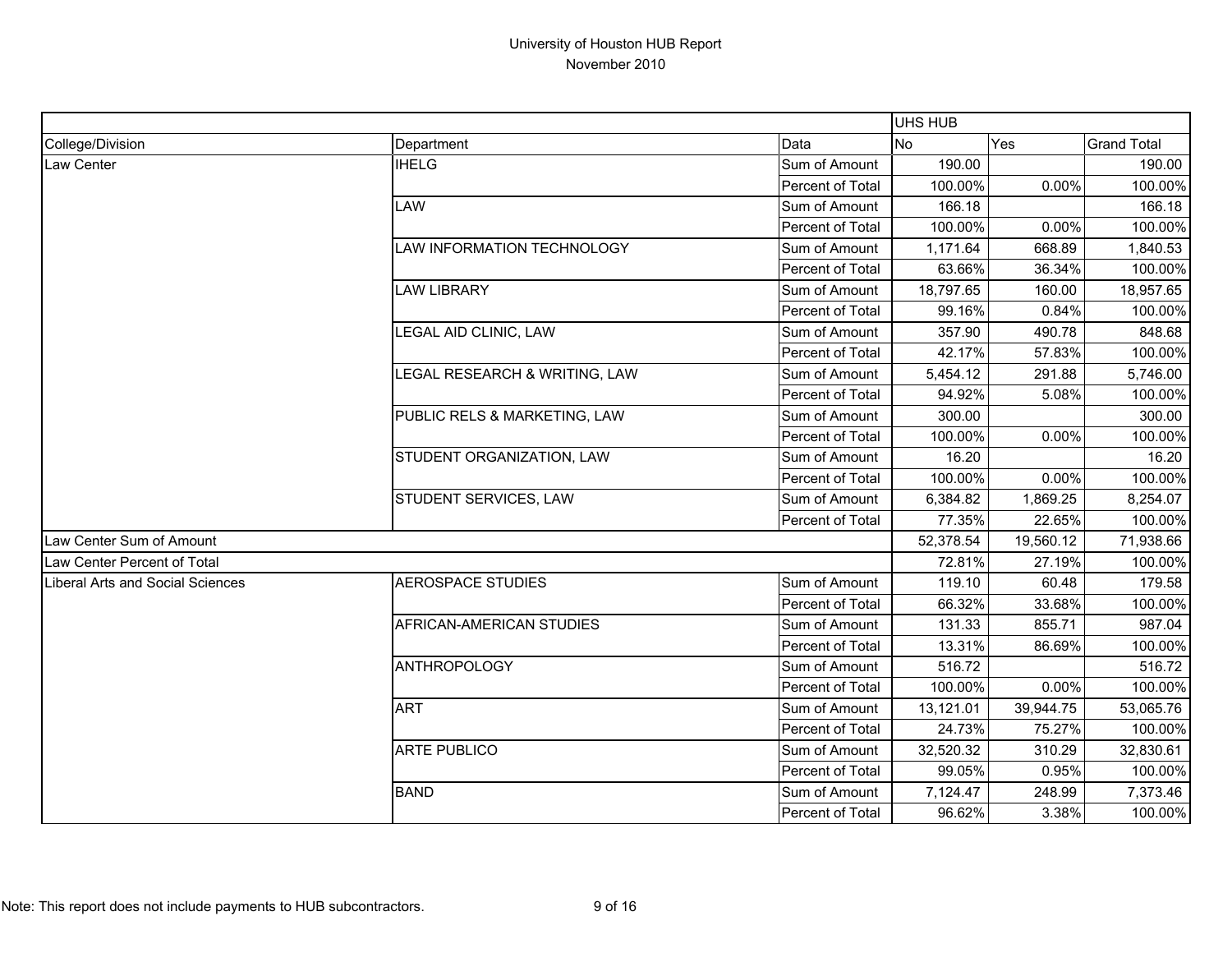# University of Houston HUB Report

November 2010

| | | | UHS HUB | | |
|---|---|---|---|---|---|
| College/Division | Department | Data | No | Yes | Grand Total |
| Law Center | IHELG | Sum of Amount | 190.00 | | 190.00 |
| | | Percent of Total | 100.00% | 0.00% | 100.00% |
| | LAW | Sum of Amount | 166.18 | | 166.18 |
| | | Percent of Total | 100.00% | 0.00% | 100.00% |
| | LAW INFORMATION TECHNOLOGY | Sum of Amount | 1,171.64 | 668.89 | 1,840.53 |
| | | Percent of Total | 63.66% | 36.34% | 100.00% |
| | LAW LIBRARY | Sum of Amount | 18,797.65 | 160.00 | 18,957.65 |
| | | Percent of Total | 99.16% | 0.84% | 100.00% |
| | LEGAL AID CLINIC, LAW | Sum of Amount | 357.90 | 490.78 | 848.68 |
| | | Percent of Total | 42.17% | 57.83% | 100.00% |
| | LEGAL RESEARCH & WRITING, LAW | Sum of Amount | 5,454.12 | 291.88 | 5,746.00 |
| | | Percent of Total | 94.92% | 5.08% | 100.00% |
| | PUBLIC RELS & MARKETING, LAW | Sum of Amount | 300.00 | | 300.00 |
| | | Percent of Total | 100.00% | 0.00% | 100.00% |
| | STUDENT ORGANIZATION, LAW | Sum of Amount | 16.20 | | 16.20 |
| | | Percent of Total | 100.00% | 0.00% | 100.00% |
| | STUDENT SERVICES, LAW | Sum of Amount | 6,384.82 | 1,869.25 | 8,254.07 |
| | | Percent of Total | 77.35% | 22.65% | 100.00% |
| Law Center Sum of Amount | | | 52,378.54 | 19,560.12 | 71,938.66 |
| Law Center Percent of Total | | | 72.81% | 27.19% | 100.00% |
| Liberal Arts and Social Sciences | AEROSPACE STUDIES | Sum of Amount | 119.10 | 60.48 | 179.58 |
| | | Percent of Total | 66.32% | 33.68% | 100.00% |
| | AFRICAN-AMERICAN STUDIES | Sum of Amount | 131.33 | 855.71 | 987.04 |
| | | Percent of Total | 13.31% | 86.69% | 100.00% |
| | ANTHROPOLOGY | Sum of Amount | 516.72 | | 516.72 |
| | | Percent of Total | 100.00% | 0.00% | 100.00% |
| | ART | Sum of Amount | 13,121.01 | 39,944.75 | 53,065.76 |
| | | Percent of Total | 24.73% | 75.27% | 100.00% |
| | ARTE PUBLICO | Sum of Amount | 32,520.32 | 310.29 | 32,830.61 |
| | | Percent of Total | 99.05% | 0.95% | 100.00% |
| | BAND | Sum of Amount | 7,124.47 | 248.99 | 7,373.46 |
| | | Percent of Total | 96.62% | 3.38% | 100.00% |

Note: This report does not include payments to HUB subcontractors.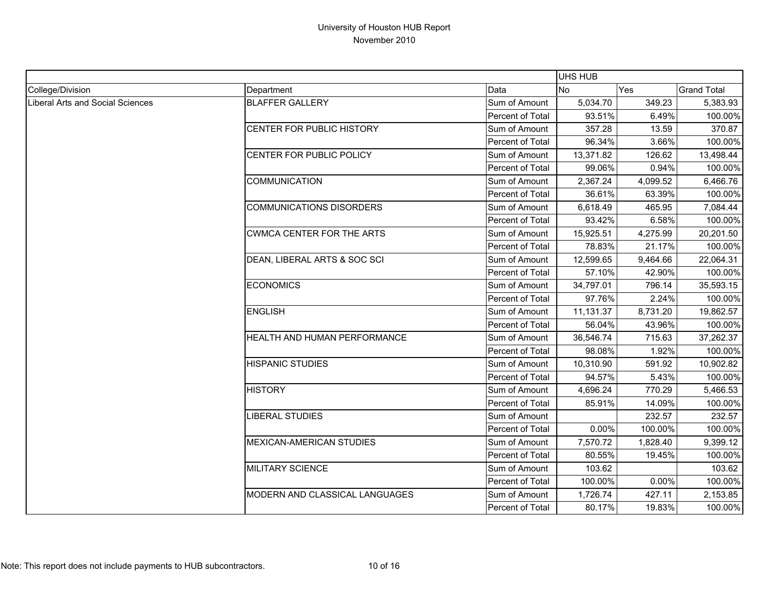# University of Houston HUB Report
## November 2010

| | | | UHS HUB | | |
|---|---|---|---|---|---|
| College/Division | Department | Data | No | Yes | Grand Total |
| Liberal Arts and Social Sciences | BLAFFER GALLERY | Sum of Amount | 5,034.70 | 349.23 | 5,383.93 |
| | | Percent of Total | 93.51% | 6.49% | 100.00% |
| | CENTER FOR PUBLIC HISTORY | Sum of Amount | 357.28 | 13.59 | 370.87 |
| | | Percent of Total | 96.34% | 3.66% | 100.00% |
| | CENTER FOR PUBLIC POLICY | Sum of Amount | 13,371.82 | 126.62 | 13,498.44 |
| | | Percent of Total | 99.06% | 0.94% | 100.00% |
| | COMMUNICATION | Sum of Amount | 2,367.24 | 4,099.52 | 6,466.76 |
| | | Percent of Total | 36.61% | 63.39% | 100.00% |
| | COMMUNICATIONS DISORDERS | Sum of Amount | 6,618.49 | 465.95 | 7,084.44 |
| | | Percent of Total | 93.42% | 6.58% | 100.00% |
| | CWMCA CENTER FOR THE ARTS | Sum of Amount | 15,925.51 | 4,275.99 | 20,201.50 |
| | | Percent of Total | 78.83% | 21.17% | 100.00% |
| | DEAN, LIBERAL ARTS & SOC SCI | Sum of Amount | 12,599.65 | 9,464.66 | 22,064.31 |
| | | Percent of Total | 57.10% | 42.90% | 100.00% |
| | ECONOMICS | Sum of Amount | 34,797.01 | 796.14 | 35,593.15 |
| | | Percent of Total | 97.76% | 2.24% | 100.00% |
| | ENGLISH | Sum of Amount | 11,131.37 | 8,731.20 | 19,862.57 |
| | | Percent of Total | 56.04% | 43.96% | 100.00% |
| | HEALTH AND HUMAN PERFORMANCE | Sum of Amount | 36,546.74 | 715.63 | 37,262.37 |
| | | Percent of Total | 98.08% | 1.92% | 100.00% |
| | HISPANIC STUDIES | Sum of Amount | 10,310.90 | 591.92 | 10,902.82 |
| | | Percent of Total | 94.57% | 5.43% | 100.00% |
| | HISTORY | Sum of Amount | 4,696.24 | 770.29 | 5,466.53 |
| | | Percent of Total | 85.91% | 14.09% | 100.00% |
| | LIBERAL STUDIES | Sum of Amount | | 232.57 | 232.57 |
| | | Percent of Total | 0.00% | 100.00% | 100.00% |
| | MEXICAN-AMERICAN STUDIES | Sum of Amount | 7,570.72 | 1,828.40 | 9,399.12 |
| | | Percent of Total | 80.55% | 19.45% | 100.00% |
| | MILITARY SCIENCE | Sum of Amount | 103.62 | | 103.62 |
| | | Percent of Total | 100.00% | 0.00% | 100.00% |
| | MODERN AND CLASSICAL LANGUAGES | Sum of Amount | 1,726.74 | 427.11 | 2,153.85 |
| | | Percent of Total | 80.17% | 19.83% | 100.00% |

Note: This report does not include payments to HUB subcontractors.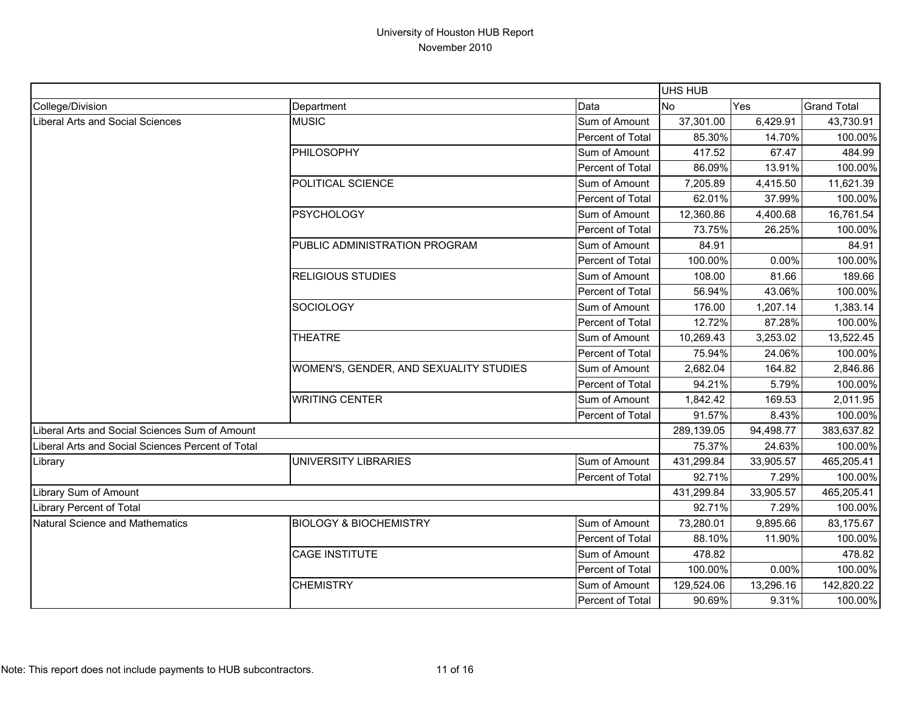# University of Houston HUB Report
November 2010

| | | | UHS HUB | | |
|---|---|---|---|---|---|
| College/Division | Department | Data | No | Yes | Grand Total |
| Liberal Arts and Social Sciences | MUSIC | Sum of Amount | 37,301.00 | 6,429.91 | 43,730.91 |
| | | Percent of Total | 85.30% | 14.70% | 100.00% |
| | PHILOSOPHY | Sum of Amount | 417.52 | 67.47 | 484.99 |
| | | Percent of Total | 86.09% | 13.91% | 100.00% |
| | POLITICAL SCIENCE | Sum of Amount | 7,205.89 | 4,415.50 | 11,621.39 |
| | | Percent of Total | 62.01% | 37.99% | 100.00% |
| | PSYCHOLOGY | Sum of Amount | 12,360.86 | 4,400.68 | 16,761.54 |
| | | Percent of Total | 73.75% | 26.25% | 100.00% |
| | PUBLIC ADMINISTRATION PROGRAM | Sum of Amount | 84.91 | | 84.91 |
| | | Percent of Total | 100.00% | 0.00% | 100.00% |
| | RELIGIOUS STUDIES | Sum of Amount | 108.00 | 81.66 | 189.66 |
| | | Percent of Total | 56.94% | 43.06% | 100.00% |
| | SOCIOLOGY | Sum of Amount | 176.00 | 1,207.14 | 1,383.14 |
| | | Percent of Total | 12.72% | 87.28% | 100.00% |
| | THEATRE | Sum of Amount | 10,269.43 | 3,253.02 | 13,522.45 |
| | | Percent of Total | 75.94% | 24.06% | 100.00% |
| | WOMEN'S, GENDER, AND SEXUALITY STUDIES | Sum of Amount | 2,682.04 | 164.82 | 2,846.86 |
| | | Percent of Total | 94.21% | 5.79% | 100.00% |
| | WRITING CENTER | Sum of Amount | 1,842.42 | 169.53 | 2,011.95 |
| | | Percent of Total | 91.57% | 8.43% | 100.00% |
| Liberal Arts and Social Sciences Sum of Amount | | | 289,139.05 | 94,498.77 | 383,637.82 |
| Liberal Arts and Social Sciences Percent of Total | | | 75.37% | 24.63% | 100.00% |
| Library | UNIVERSITY LIBRARIES | Sum of Amount | 431,299.84 | 33,905.57 | 465,205.41 |
| | | Percent of Total | 92.71% | 7.29% | 100.00% |
| Library Sum of Amount | | | 431,299.84 | 33,905.57 | 465,205.41 |
| Library Percent of Total | | | 92.71% | 7.29% | 100.00% |
| Natural Science and Mathematics | BIOLOGY & BIOCHEMISTRY | Sum of Amount | 73,280.01 | 9,895.66 | 83,175.67 |
| | | Percent of Total | 88.10% | 11.90% | 100.00% |
| | CAGE INSTITUTE | Sum of Amount | 478.82 | | 478.82 |
| | | Percent of Total | 100.00% | 0.00% | 100.00% |
| | CHEMISTRY | Sum of Amount | 129,524.06 | 13,296.16 | 142,820.22 |
| | | Percent of Total | 90.69% | 9.31% | 100.00% |

Note: This report does not include payments to HUB subcontractors.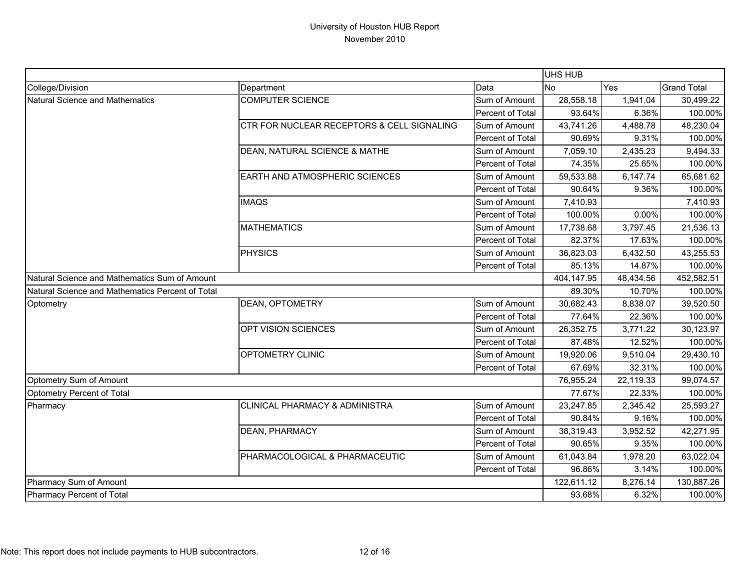# University of Houston HUB Report
## November 2010

| | | | UHS HUB | | |
|---|---|---|---|---|---|
| College/Division | Department | Data | No | Yes | Grand Total |
| Natural Science and Mathematics | COMPUTER SCIENCE | Sum of Amount | 28,558.18 | 1,941.04 | 30,499.22 |
| | | Percent of Total | 93.64% | 6.36% | 100.00% |
| | CTR FOR NUCLEAR RECEPTORS & CELL SIGNALING | Sum of Amount | 43,741.26 | 4,488.78 | 48,230.04 |
| | | Percent of Total | 90.69% | 9.31% | 100.00% |
| | DEAN, NATURAL SCIENCE & MATHE | Sum of Amount | 7,059.10 | 2,435.23 | 9,494.33 |
| | | Percent of Total | 74.35% | 25.65% | 100.00% |
| | EARTH AND ATMOSPHERIC SCIENCES | Sum of Amount | 59,533.88 | 6,147.74 | 65,681.62 |
| | | Percent of Total | 90.64% | 9.36% | 100.00% |
| | IMAQS | Sum of Amount | 7,410.93 | | 7,410.93 |
| | | Percent of Total | 100.00% | 0.00% | 100.00% |
| | MATHEMATICS | Sum of Amount | 17,738.68 | 3,797.45 | 21,536.13 |
| | | Percent of Total | 82.37% | 17.63% | 100.00% |
| | PHYSICS | Sum of Amount | 36,823.03 | 6,432.50 | 43,255.53 |
| | | Percent of Total | 85.13% | 14.87% | 100.00% |
| Natural Science and Mathematics Sum of Amount | | | 404,147.95 | 48,434.56 | 452,582.51 |
| Natural Science and Mathematics Percent of Total | | | 89.30% | 10.70% | 100.00% |
| Optometry | DEAN, OPTOMETRY | Sum of Amount | 30,682.43 | 8,838.07 | 39,520.50 |
| | | Percent of Total | 77.64% | 22.36% | 100.00% |
| | OPT VISION SCIENCES | Sum of Amount | 26,352.75 | 3,771.22 | 30,123.97 |
| | | Percent of Total | 87.48% | 12.52% | 100.00% |
| | OPTOMETRY CLINIC | Sum of Amount | 19,920.06 | 9,510.04 | 29,430.10 |
| | | Percent of Total | 67.69% | 32.31% | 100.00% |
| Optometry Sum of Amount | | | 76,955.24 | 22,119.33 | 99,074.57 |
| Optometry Percent of Total | | | 77.67% | 22.33% | 100.00% |
| Pharmacy | CLINICAL PHARMACY & ADMINISTRA | Sum of Amount | 23,247.85 | 2,345.42 | 25,593.27 |
| | | Percent of Total | 90.84% | 9.16% | 100.00% |
| | DEAN, PHARMACY | Sum of Amount | 38,319.43 | 3,952.52 | 42,271.95 |
| | | Percent of Total | 90.65% | 9.35% | 100.00% |
| | PHARMACOLOGICAL & PHARMACEUTIC | Sum of Amount | 61,043.84 | 1,978.20 | 63,022.04 |
| | | Percent of Total | 96.86% | 3.14% | 100.00% |
| Pharmacy Sum of Amount | | | 122,611.12 | 8,276.14 | 130,887.26 |
| Pharmacy Percent of Total | | | 93.68% | 6.32% | 100.00% |

Note: This report does not include payments to HUB subcontractors.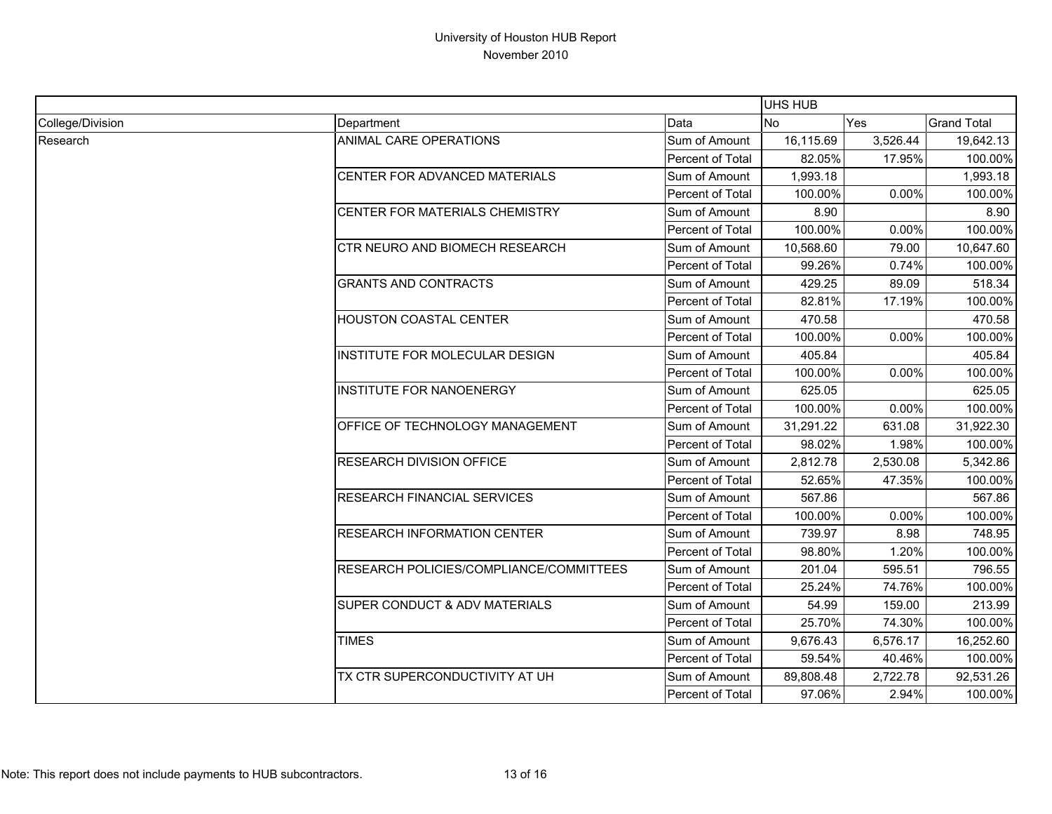# University of Houston HUB Report

November 2010

| | | | UHS HUB | | |
|---|---|---|---|---|---|
| College/Division | Department | Data | No | Yes | Grand Total |
| Research | ANIMAL CARE OPERATIONS | Sum of Amount | 16,115.69 | 3,526.44 | 19,642.13 |
| | | Percent of Total | 82.05% | 17.95% | 100.00% |
| | CENTER FOR ADVANCED MATERIALS | Sum of Amount | 1,993.18 | | 1,993.18 |
| | | Percent of Total | 100.00% | 0.00% | 100.00% |
| | CENTER FOR MATERIALS CHEMISTRY | Sum of Amount | 8.90 | | 8.90 |
| | | Percent of Total | 100.00% | 0.00% | 100.00% |
| | CTR NEURO AND BIOMECH RESEARCH | Sum of Amount | 10,568.60 | 79.00 | 10,647.60 |
| | | Percent of Total | 99.26% | 0.74% | 100.00% |
| | GRANTS AND CONTRACTS | Sum of Amount | 429.25 | 89.09 | 518.34 |
| | | Percent of Total | 82.81% | 17.19% | 100.00% |
| | HOUSTON COASTAL CENTER | Sum of Amount | 470.58 | | 470.58 |
| | | Percent of Total | 100.00% | 0.00% | 100.00% |
| | INSTITUTE FOR MOLECULAR DESIGN | Sum of Amount | 405.84 | | 405.84 |
| | | Percent of Total | 100.00% | 0.00% | 100.00% |
| | INSTITUTE FOR NANOENERGY | Sum of Amount | 625.05 | | 625.05 |
| | | Percent of Total | 100.00% | 0.00% | 100.00% |
| | OFFICE OF TECHNOLOGY MANAGEMENT | Sum of Amount | 31,291.22 | 631.08 | 31,922.30 |
| | | Percent of Total | 98.02% | 1.98% | 100.00% |
| | RESEARCH DIVISION OFFICE | Sum of Amount | 2,812.78 | 2,530.08 | 5,342.86 |
| | | Percent of Total | 52.65% | 47.35% | 100.00% |
| | RESEARCH FINANCIAL SERVICES | Sum of Amount | 567.86 | | 567.86 |
| | | Percent of Total | 100.00% | 0.00% | 100.00% |
| | RESEARCH INFORMATION CENTER | Sum of Amount | 739.97 | 8.98 | 748.95 |
| | | Percent of Total | 98.80% | 1.20% | 100.00% |
| | RESEARCH POLICIES/COMPLIANCE/COMMITTEES | Sum of Amount | 201.04 | 595.51 | 796.55 |
| | | Percent of Total | 25.24% | 74.76% | 100.00% |
| | SUPER CONDUCT & ADV MATERIALS | Sum of Amount | 54.99 | 159.00 | 213.99 |
| | | Percent of Total | 25.70% | 74.30% | 100.00% |
| | TIMES | Sum of Amount | 9,676.43 | 6,576.17 | 16,252.60 |
| | | Percent of Total | 59.54% | 40.46% | 100.00% |
| | TX CTR SUPERCONDUCTIVITY AT UH | Sum of Amount | 89,808.48 | 2,722.78 | 92,531.26 |
| | | Percent of Total | 97.06% | 2.94% | 100.00% |

Note: This report does not include payments to HUB subcontractors.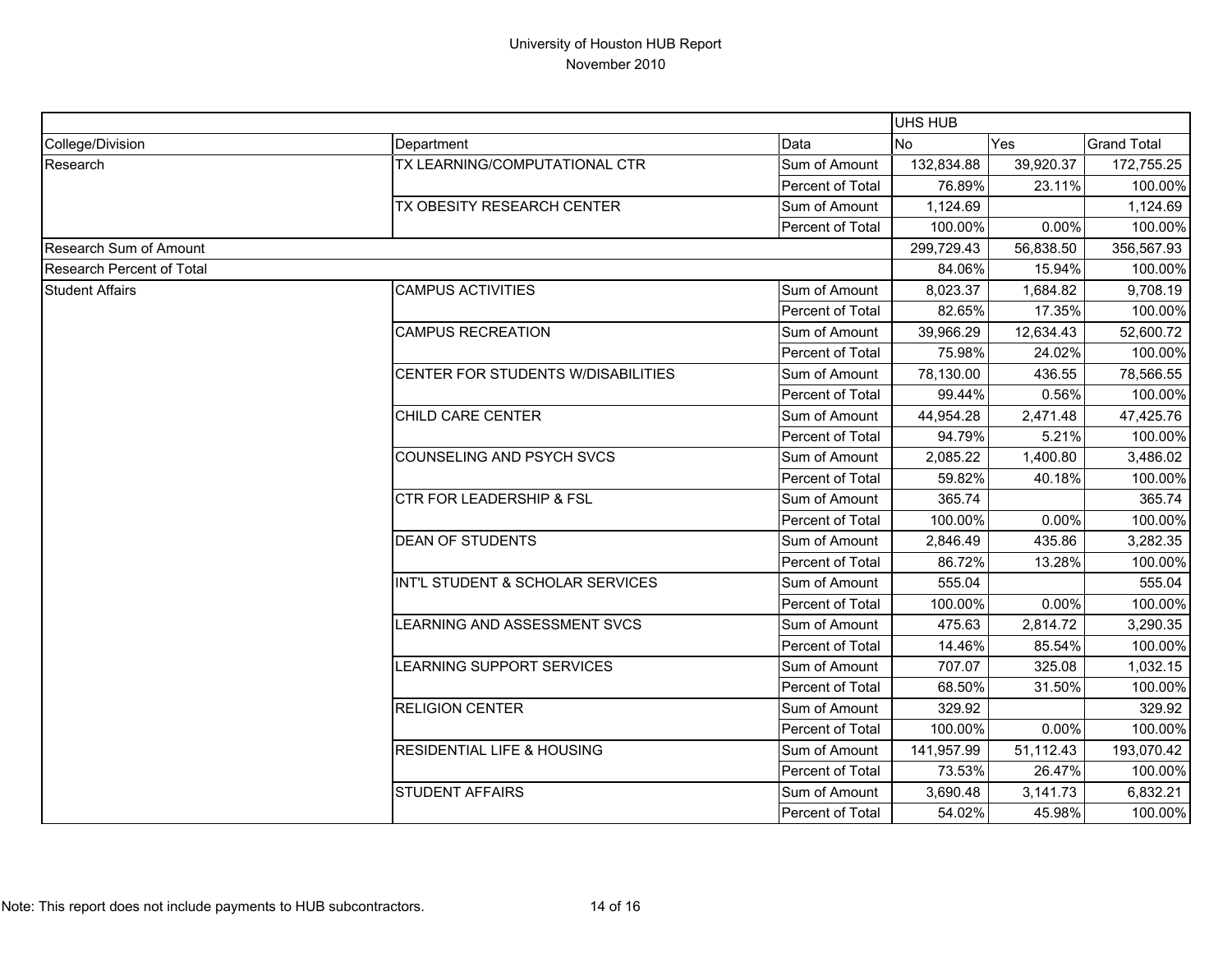# University of Houston HUB Report

November 2010

| | | | UHS HUB | | |
|---|---|---|---|---|---|
| College/Division | Department | Data | No | Yes | Grand Total |
| Research | TX LEARNING/COMPUTATIONAL CTR | Sum of Amount | 132,834.88 | 39,920.37 | 172,755.25 |
| | | Percent of Total | 76.89% | 23.11% | 100.00% |
| | TX OBESITY RESEARCH CENTER | Sum of Amount | 1,124.69 | | 1,124.69 |
| | | Percent of Total | 100.00% | 0.00% | 100.00% |
| Research Sum of Amount | | | 299,729.43 | 56,838.50 | 356,567.93 |
| Research Percent of Total | | | 84.06% | 15.94% | 100.00% |
| Student Affairs | CAMPUS ACTIVITIES | Sum of Amount | 8,023.37 | 1,684.82 | 9,708.19 |
| | | Percent of Total | 82.65% | 17.35% | 100.00% |
| | CAMPUS RECREATION | Sum of Amount | 39,966.29 | 12,634.43 | 52,600.72 |
| | | Percent of Total | 75.98% | 24.02% | 100.00% |
| | CENTER FOR STUDENTS W/DISABILITIES | Sum of Amount | 78,130.00 | 436.55 | 78,566.55 |
| | | Percent of Total | 99.44% | 0.56% | 100.00% |
| | CHILD CARE CENTER | Sum of Amount | 44,954.28 | 2,471.48 | 47,425.76 |
| | | Percent of Total | 94.79% | 5.21% | 100.00% |
| | COUNSELING AND PSYCH SVCS | Sum of Amount | 2,085.22 | 1,400.80 | 3,486.02 |
| | | Percent of Total | 59.82% | 40.18% | 100.00% |
| | CTR FOR LEADERSHIP & FSL | Sum of Amount | 365.74 | | 365.74 |
| | | Percent of Total | 100.00% | 0.00% | 100.00% |
| | DEAN OF STUDENTS | Sum of Amount | 2,846.49 | 435.86 | 3,282.35 |
| | | Percent of Total | 86.72% | 13.28% | 100.00% |
| | INT'L STUDENT & SCHOLAR SERVICES | Sum of Amount | 555.04 | | 555.04 |
| | | Percent of Total | 100.00% | 0.00% | 100.00% |
| | LEARNING AND ASSESSMENT SVCS | Sum of Amount | 475.63 | 2,814.72 | 3,290.35 |
| | | Percent of Total | 14.46% | 85.54% | 100.00% |
| | LEARNING SUPPORT SERVICES | Sum of Amount | 707.07 | 325.08 | 1,032.15 |
| | | Percent of Total | 68.50% | 31.50% | 100.00% |
| | RELIGION CENTER | Sum of Amount | 329.92 | | 329.92 |
| | | Percent of Total | 100.00% | 0.00% | 100.00% |
| | RESIDENTIAL LIFE & HOUSING | Sum of Amount | 141,957.99 | 51,112.43 | 193,070.42 |
| | | Percent of Total | 73.53% | 26.47% | 100.00% |
| | STUDENT AFFAIRS | Sum of Amount | 3,690.48 | 3,141.73 | 6,832.21 |
| | | Percent of Total | 54.02% | 45.98% | 100.00% |

Note: This report does not include payments to HUB subcontractors.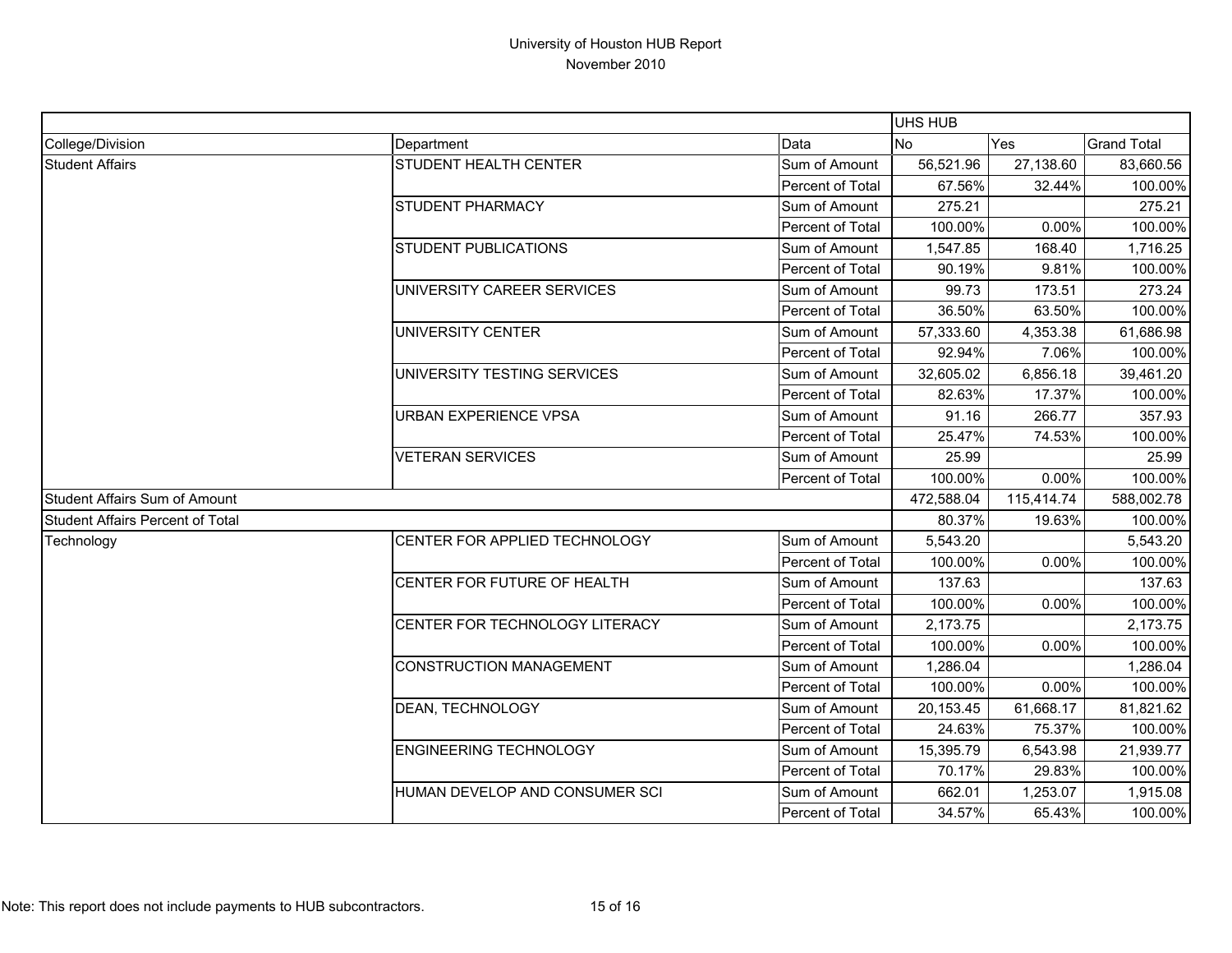# University of Houston HUB Report

November 2010

| | | | UHS HUB | | |
|---|---|---|---|---|---|
| College/Division | Department | Data | No | Yes | Grand Total |
| Student Affairs | STUDENT HEALTH CENTER | Sum of Amount | 56,521.96 | 27,138.60 | 83,660.56 |
| | | Percent of Total | 67.56% | 32.44% | 100.00% |
| | STUDENT PHARMACY | Sum of Amount | 275.21 | | 275.21 |
| | | Percent of Total | 100.00% | 0.00% | 100.00% |
| | STUDENT PUBLICATIONS | Sum of Amount | 1,547.85 | 168.40 | 1,716.25 |
| | | Percent of Total | 90.19% | 9.81% | 100.00% |
| | UNIVERSITY CAREER SERVICES | Sum of Amount | 99.73 | 173.51 | 273.24 |
| | | Percent of Total | 36.50% | 63.50% | 100.00% |
| | UNIVERSITY CENTER | Sum of Amount | 57,333.60 | 4,353.38 | 61,686.98 |
| | | Percent of Total | 92.94% | 7.06% | 100.00% |
| | UNIVERSITY TESTING SERVICES | Sum of Amount | 32,605.02 | 6,856.18 | 39,461.20 |
| | | Percent of Total | 82.63% | 17.37% | 100.00% |
| | URBAN EXPERIENCE VPSA | Sum of Amount | 91.16 | 266.77 | 357.93 |
| | | Percent of Total | 25.47% | 74.53% | 100.00% |
| | VETERAN SERVICES | Sum of Amount | 25.99 | | 25.99 |
| | | Percent of Total | 100.00% | 0.00% | 100.00% |
| Student Affairs Sum of Amount | | | 472,588.04 | 115,414.74 | 588,002.78 |
| Student Affairs Percent of Total | | | 80.37% | 19.63% | 100.00% |
| Technology | CENTER FOR APPLIED TECHNOLOGY | Sum of Amount | 5,543.20 | | 5,543.20 |
| | | Percent of Total | 100.00% | 0.00% | 100.00% |
| | CENTER FOR FUTURE OF HEALTH | Sum of Amount | 137.63 | | 137.63 |
| | | Percent of Total | 100.00% | 0.00% | 100.00% |
| | CENTER FOR TECHNOLOGY LITERACY | Sum of Amount | 2,173.75 | | 2,173.75 |
| | | Percent of Total | 100.00% | 0.00% | 100.00% |
| | CONSTRUCTION MANAGEMENT | Sum of Amount | 1,286.04 | | 1,286.04 |
| | | Percent of Total | 100.00% | 0.00% | 100.00% |
| | DEAN, TECHNOLOGY | Sum of Amount | 20,153.45 | 61,668.17 | 81,821.62 |
| | | Percent of Total | 24.63% | 75.37% | 100.00% |
| | ENGINEERING TECHNOLOGY | Sum of Amount | 15,395.79 | 6,543.98 | 21,939.77 |
| | | Percent of Total | 70.17% | 29.83% | 100.00% |
| | HUMAN DEVELOP AND CONSUMER SCI | Sum of Amount | 662.01 | 1,253.07 | 1,915.08 |
| | | Percent of Total | 34.57% | 65.43% | 100.00% |

Note: This report does not include payments to HUB subcontractors.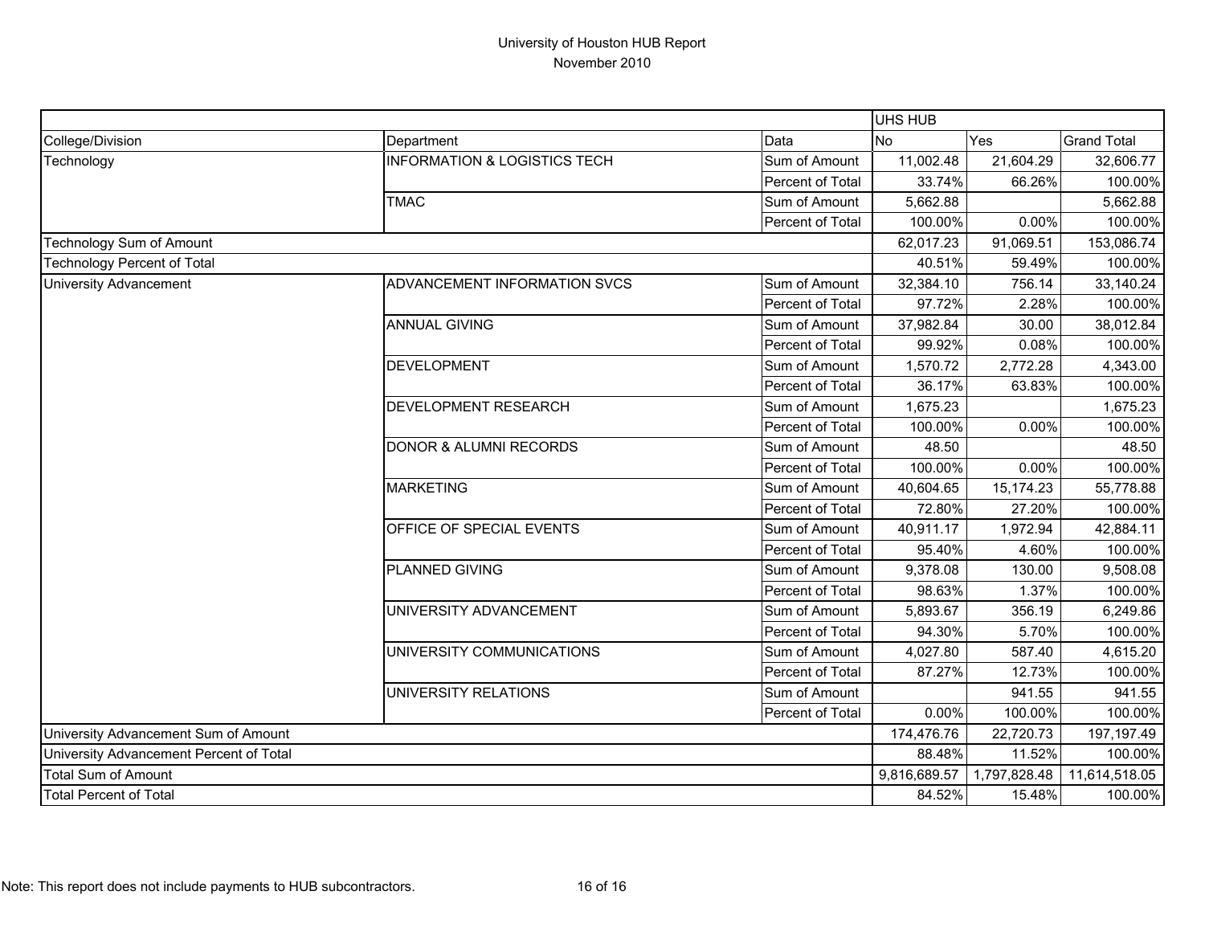# University of Houston HUB Report

November 2010

| | | | UHS HUB | | |
|---|---|---|---|---|---|
| College/Division | Department | Data | No | Yes | Grand Total |
| Technology | INFORMATION & LOGISTICS TECH | Sum of Amount | 11,002.48 | 21,604.29 | 32,606.77 |
| | | Percent of Total | 33.74% | 66.26% | 100.00% |
| | TMAC | Sum of Amount | 5,662.88 | | 5,662.88 |
| | | Percent of Total | 100.00% | 0.00% | 100.00% |
| Technology Sum of Amount | | | 62,017.23 | 91,069.51 | 153,086.74 |
| Technology Percent of Total | | | 40.51% | 59.49% | 100.00% |
| University Advancement | ADVANCEMENT INFORMATION SVCS | Sum of Amount | 32,384.10 | 756.14 | 33,140.24 |
| | | Percent of Total | 97.72% | 2.28% | 100.00% |
| | ANNUAL GIVING | Sum of Amount | 37,982.84 | 30.00 | 38,012.84 |
| | | Percent of Total | 99.92% | 0.08% | 100.00% |
| | DEVELOPMENT | Sum of Amount | 1,570.72 | 2,772.28 | 4,343.00 |
| | | Percent of Total | 36.17% | 63.83% | 100.00% |
| | DEVELOPMENT RESEARCH | Sum of Amount | 1,675.23 | | 1,675.23 |
| | | Percent of Total | 100.00% | 0.00% | 100.00% |
| | DONOR & ALUMNI RECORDS | Sum of Amount | 48.50 | | 48.50 |
| | | Percent of Total | 100.00% | 0.00% | 100.00% |
| | MARKETING | Sum of Amount | 40,604.65 | 15,174.23 | 55,778.88 |
| | | Percent of Total | 72.80% | 27.20% | 100.00% |
| | OFFICE OF SPECIAL EVENTS | Sum of Amount | 40,911.17 | 1,972.94 | 42,884.11 |
| | | Percent of Total | 95.40% | 4.60% | 100.00% |
| | PLANNED GIVING | Sum of Amount | 9,378.08 | 130.00 | 9,508.08 |
| | | Percent of Total | 98.63% | 1.37% | 100.00% |
| | UNIVERSITY ADVANCEMENT | Sum of Amount | 5,893.67 | 356.19 | 6,249.86 |
| | | Percent of Total | 94.30% | 5.70% | 100.00% |
| | UNIVERSITY COMMUNICATIONS | Sum of Amount | 4,027.80 | 587.40 | 4,615.20 |
| | | Percent of Total | 87.27% | 12.73% | 100.00% |
| | UNIVERSITY RELATIONS | Sum of Amount | | 941.55 | 941.55 |
| | | Percent of Total | 0.00% | 100.00% | 100.00% |
| University Advancement Sum of Amount | | | 174,476.76 | 22,720.73 | 197,197.49 |
| University Advancement Percent of Total | | | 88.48% | 11.52% | 100.00% |
| Total Sum of Amount | | | 9,816,689.57 | 1,797,828.48 | 11,614,518.05 |
| Total Percent of Total | | | 84.52% | 15.48% | 100.00% |

Note: This report does not include payments to HUB subcontractors.